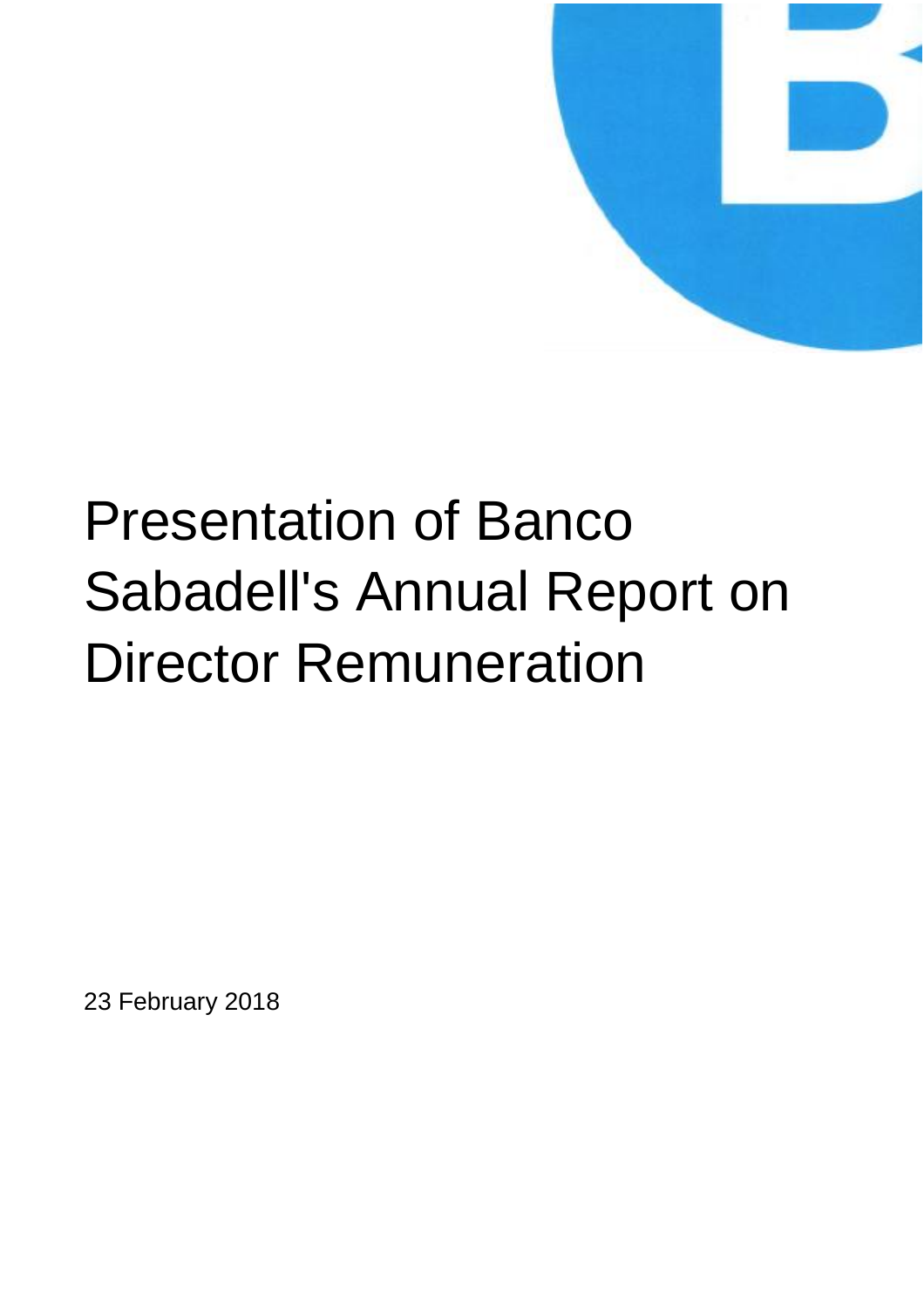# Presentation of Banco Sabadell's Annual Report on Director Remuneration

23 February 2018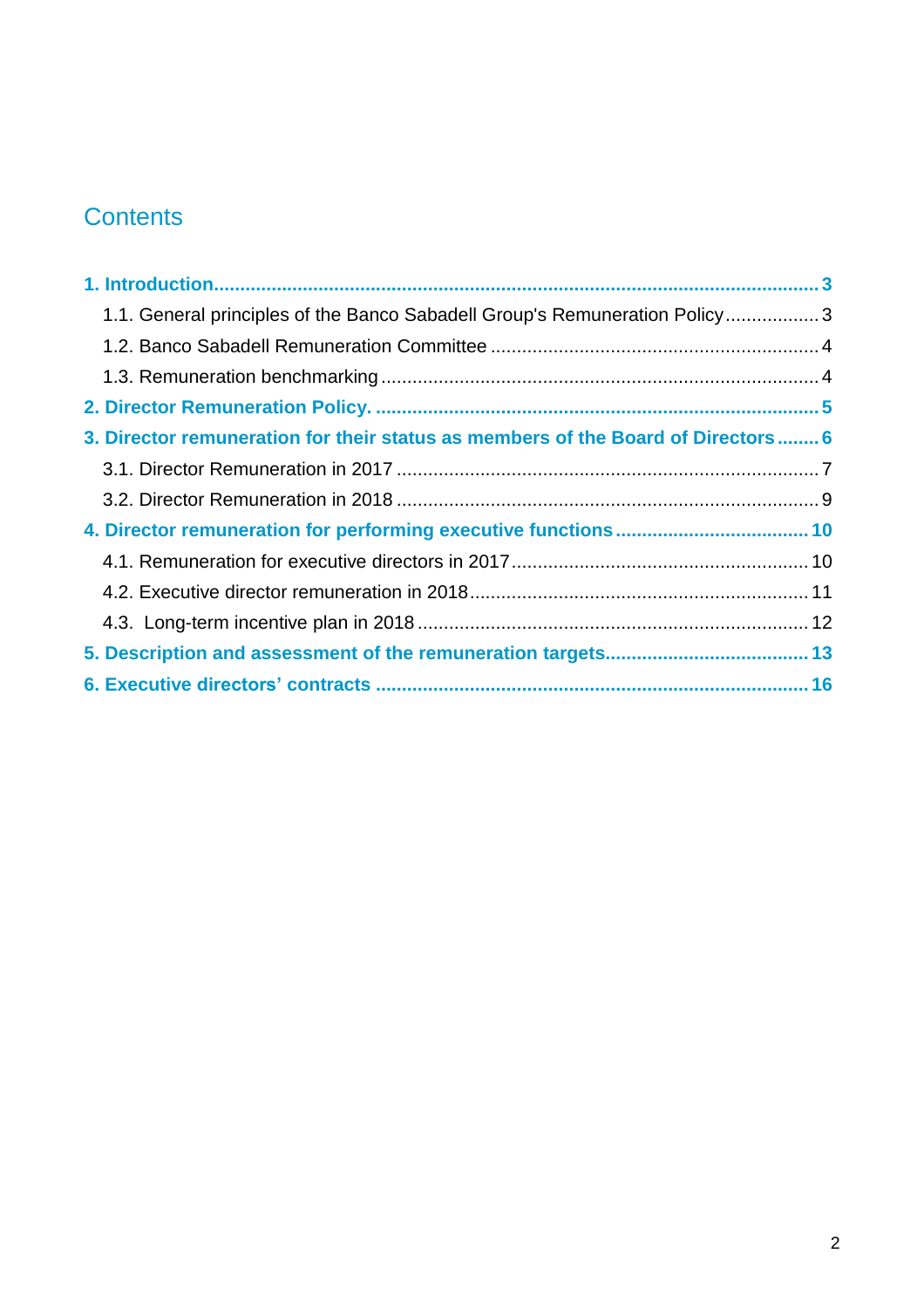# Contents

**1. Introduction** ........ 3

- 1.1. General principles of the Banco Sabadell Group's Remuneration Policy ........ 3
- 1.2. Banco Sabadell Remuneration Committee ........ 4
- 1.3. Remuneration benchmarking ........ 4

**2. Director Remuneration Policy.** ........ 5

**3. Director remuneration for their status as members of the Board of Directors** ........ 6

- 3.1. Director Remuneration in 2017 ........ 7
- 3.2. Director Remuneration in 2018 ........ 9

**4. Director remuneration for performing executive functions** ........ 10

- 4.1. Remuneration for executive directors in 2017 ........ 10
- 4.2. Executive director remuneration in 2018 ........ 11
- 4.3. Long-term incentive plan in 2018 ........ 12

**5. Description and assessment of the remuneration targets** ........ 13

**6. Executive directors' contracts** ........ 16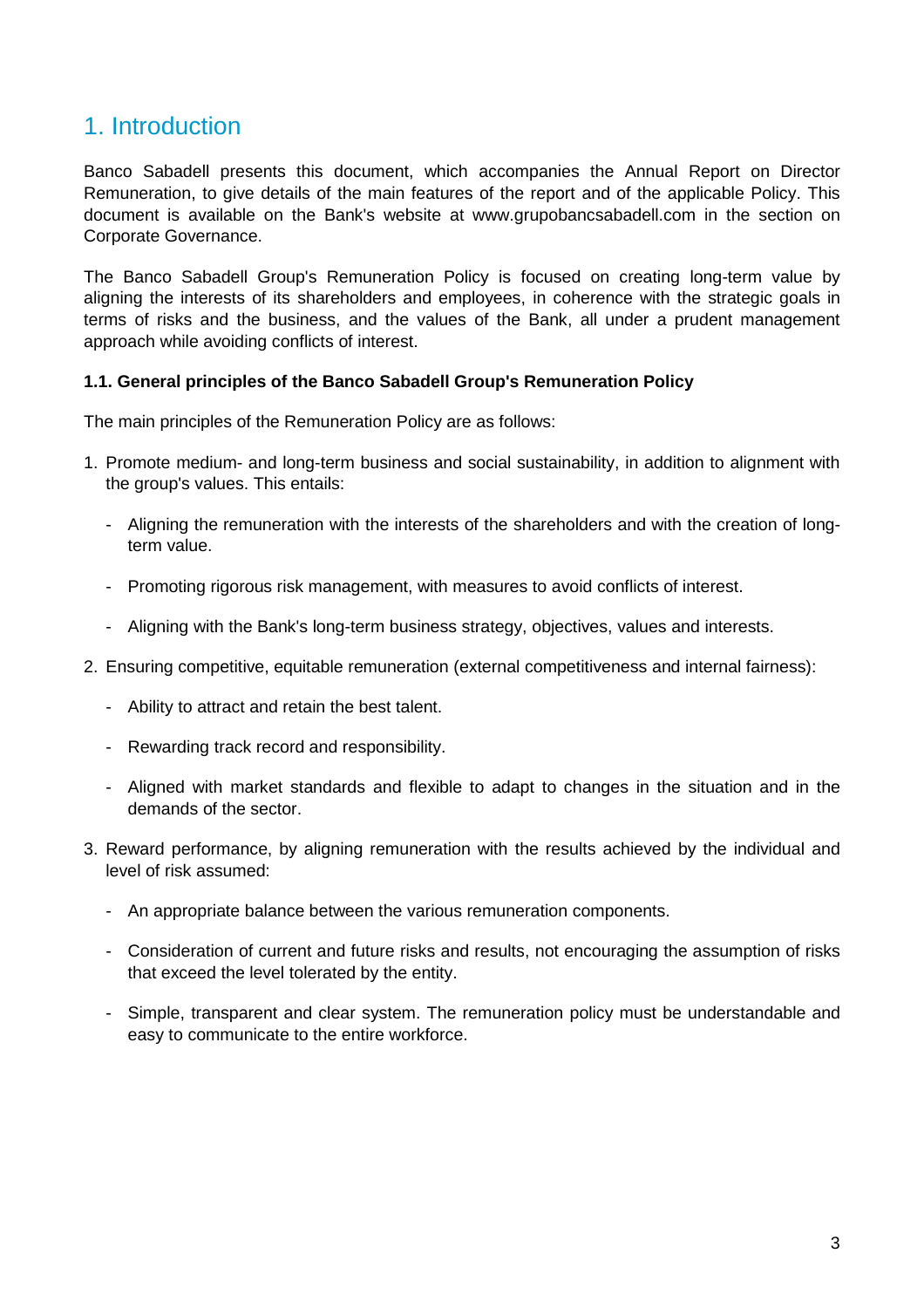# 1. Introduction

Banco Sabadell presents this document, which accompanies the Annual Report on Director Remuneration, to give details of the main features of the report and of the applicable Policy. This document is available on the Bank's website at www.grupobancsabadell.com in the section on Corporate Governance.

The Banco Sabadell Group's Remuneration Policy is focused on creating long-term value by aligning the interests of its shareholders and employees, in coherence with the strategic goals in terms of risks and the business, and the values of the Bank, all under a prudent management approach while avoiding conflicts of interest.

### 1.1. General principles of the Banco Sabadell Group's Remuneration Policy

The main principles of the Remuneration Policy are as follows:

1. Promote medium- and long-term business and social sustainability, in addition to alignment with the group's values. This entails:
   - Aligning the remuneration with the interests of the shareholders and with the creation of long-term value.
   - Promoting rigorous risk management, with measures to avoid conflicts of interest.
   - Aligning with the Bank's long-term business strategy, objectives, values and interests.
2. Ensuring competitive, equitable remuneration (external competitiveness and internal fairness):
   - Ability to attract and retain the best talent.
   - Rewarding track record and responsibility.
   - Aligned with market standards and flexible to adapt to changes in the situation and in the demands of the sector.
3. Reward performance, by aligning remuneration with the results achieved by the individual and level of risk assumed:
   - An appropriate balance between the various remuneration components.
   - Consideration of current and future risks and results, not encouraging the assumption of risks that exceed the level tolerated by the entity.
   - Simple, transparent and clear system. The remuneration policy must be understandable and easy to communicate to the entire workforce.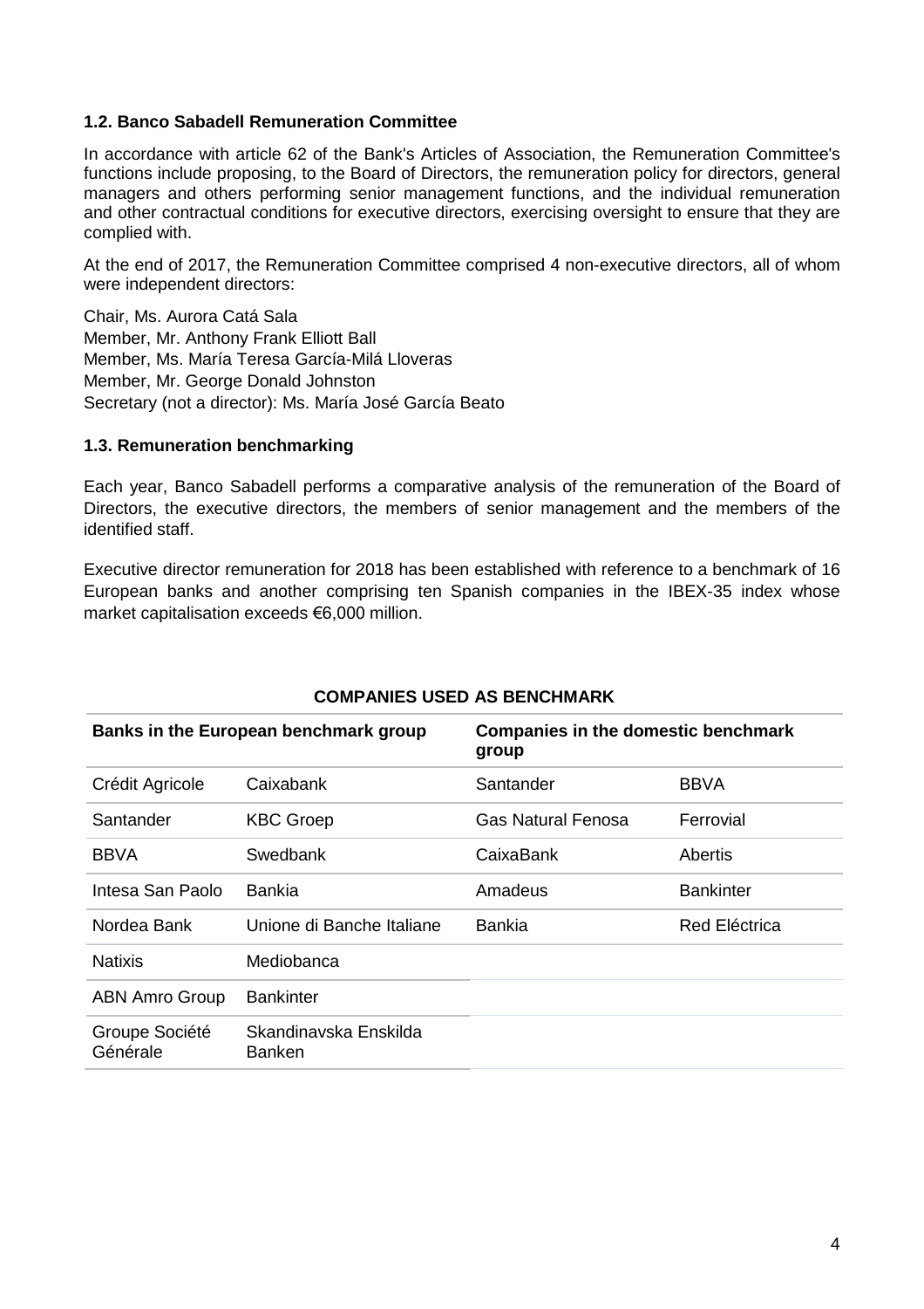### 1.2. Banco Sabadell Remuneration Committee

In accordance with article 62 of the Bank's Articles of Association, the Remuneration Committee's functions include proposing, to the Board of Directors, the remuneration policy for directors, general managers and others performing senior management functions, and the individual remuneration and other contractual conditions for executive directors, exercising oversight to ensure that they are complied with.

At the end of 2017, the Remuneration Committee comprised 4 non-executive directors, all of whom were independent directors:

Chair, Ms. Aurora Catá Sala
Member, Mr. Anthony Frank Elliott Ball
Member, Ms. María Teresa García-Milá Lloveras
Member, Mr. George Donald Johnston
Secretary (not a director): Ms. María José García Beato

### 1.3. Remuneration benchmarking

Each year, Banco Sabadell performs a comparative analysis of the remuneration of the Board of Directors, the executive directors, the members of senior management and the members of the identified staff.

Executive director remuneration for 2018 has been established with reference to a benchmark of 16 European banks and another comprising ten Spanish companies in the IBEX-35 index whose market capitalisation exceeds €6,000 million.

**COMPANIES USED AS BENCHMARK**

| Banks in the European benchmark group | | Companies in the domestic benchmark group | |
|---|---|---|---|
| Crédit Agricole | Caixabank | Santander | BBVA |
| Santander | KBC Groep | Gas Natural Fenosa | Ferrovial |
| BBVA | Swedbank | CaixaBank | Abertis |
| Intesa San Paolo | Bankia | Amadeus | Bankinter |
| Nordea Bank | Unione di Banche Italiane | Bankia | Red Eléctrica |
| Natixis | Mediobanca | | |
| ABN Amro Group | Bankinter | | |
| Groupe Société Générale | Skandinavska Enskilda Banken | | |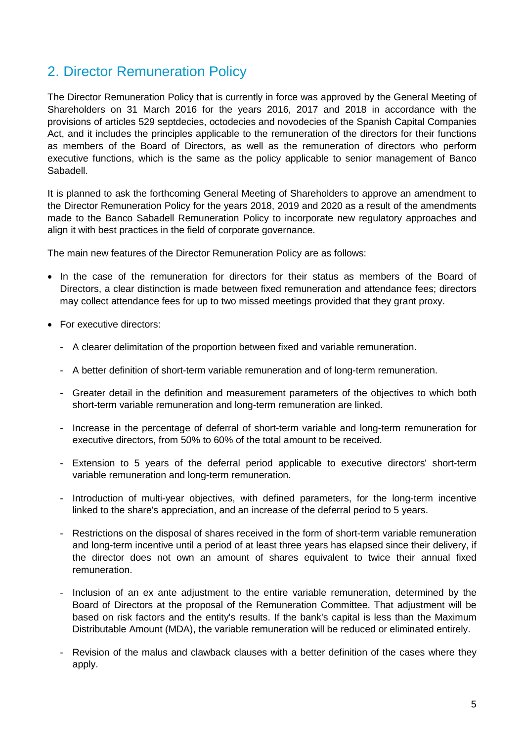## 2. Director Remuneration Policy

The Director Remuneration Policy that is currently in force was approved by the General Meeting of Shareholders on 31 March 2016 for the years 2016, 2017 and 2018 in accordance with the provisions of articles 529 septdecies, octodecies and novodecies of the Spanish Capital Companies Act, and it includes the principles applicable to the remuneration of the directors for their functions as members of the Board of Directors, as well as the remuneration of directors who perform executive functions, which is the same as the policy applicable to senior management of Banco Sabadell.

It is planned to ask the forthcoming General Meeting of Shareholders to approve an amendment to the Director Remuneration Policy for the years 2018, 2019 and 2020 as a result of the amendments made to the Banco Sabadell Remuneration Policy to incorporate new regulatory approaches and align it with best practices in the field of corporate governance.

The main new features of the Director Remuneration Policy are as follows:

- In the case of the remuneration for directors for their status as members of the Board of Directors, a clear distinction is made between fixed remuneration and attendance fees; directors may collect attendance fees for up to two missed meetings provided that they grant proxy.
- For executive directors:
  - A clearer delimitation of the proportion between fixed and variable remuneration.
  - A better definition of short-term variable remuneration and of long-term remuneration.
  - Greater detail in the definition and measurement parameters of the objectives to which both short-term variable remuneration and long-term remuneration are linked.
  - Increase in the percentage of deferral of short-term variable and long-term remuneration for executive directors, from 50% to 60% of the total amount to be received.
  - Extension to 5 years of the deferral period applicable to executive directors' short-term variable remuneration and long-term remuneration.
  - Introduction of multi-year objectives, with defined parameters, for the long-term incentive linked to the share's appreciation, and an increase of the deferral period to 5 years.
  - Restrictions on the disposal of shares received in the form of short-term variable remuneration and long-term incentive until a period of at least three years has elapsed since their delivery, if the director does not own an amount of shares equivalent to twice their annual fixed remuneration.
  - Inclusion of an ex ante adjustment to the entire variable remuneration, determined by the Board of Directors at the proposal of the Remuneration Committee. That adjustment will be based on risk factors and the entity's results. If the bank's capital is less than the Maximum Distributable Amount (MDA), the variable remuneration will be reduced or eliminated entirely.
  - Revision of the malus and clawback clauses with a better definition of the cases where they apply.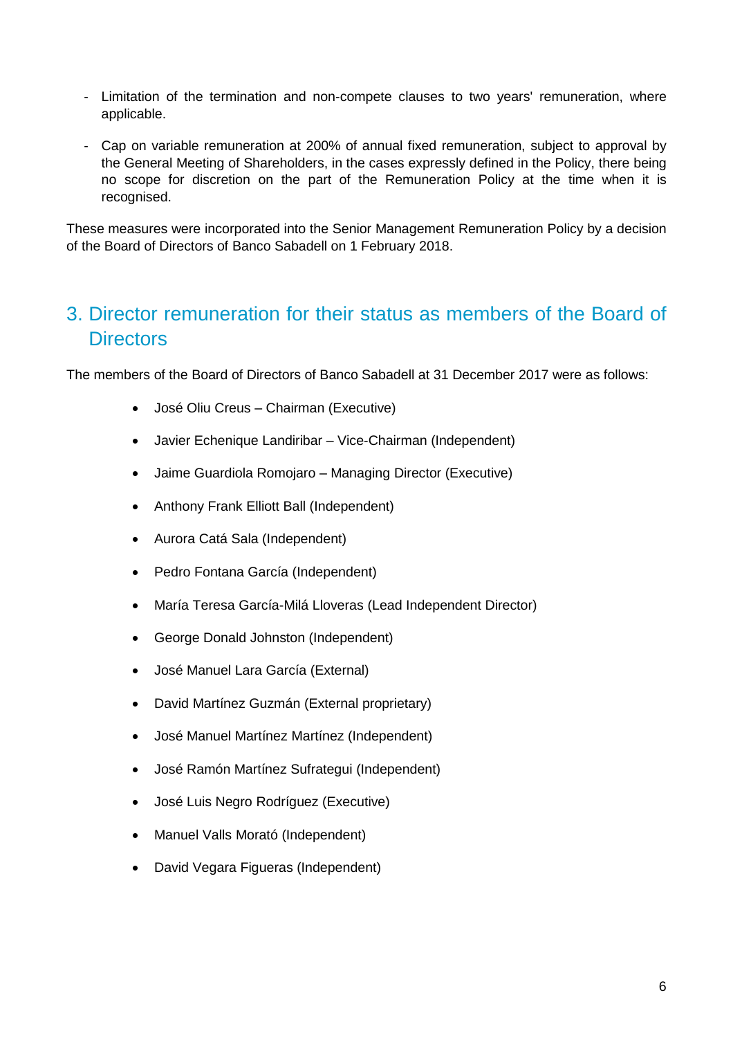- Limitation of the termination and non-compete clauses to two years' remuneration, where applicable.
- Cap on variable remuneration at 200% of annual fixed remuneration, subject to approval by the General Meeting of Shareholders, in the cases expressly defined in the Policy, there being no scope for discretion on the part of the Remuneration Policy at the time when it is recognised.

These measures were incorporated into the Senior Management Remuneration Policy by a decision of the Board of Directors of Banco Sabadell on 1 February 2018.

## 3. Director remuneration for their status as members of the Board of Directors

The members of the Board of Directors of Banco Sabadell at 31 December 2017 were as follows:

- José Oliu Creus – Chairman (Executive)
- Javier Echenique Landiribar – Vice-Chairman (Independent)
- Jaime Guardiola Romojaro – Managing Director (Executive)
- Anthony Frank Elliott Ball (Independent)
- Aurora Catá Sala (Independent)
- Pedro Fontana García (Independent)
- María Teresa García-Milá Lloveras (Lead Independent Director)
- George Donald Johnston (Independent)
- José Manuel Lara García (External)
- David Martínez Guzmán (External proprietary)
- José Manuel Martínez Martínez (Independent)
- José Ramón Martínez Sufrategui (Independent)
- José Luis Negro Rodríguez (Executive)
- Manuel Valls Morató (Independent)
- David Vegara Figueras (Independent)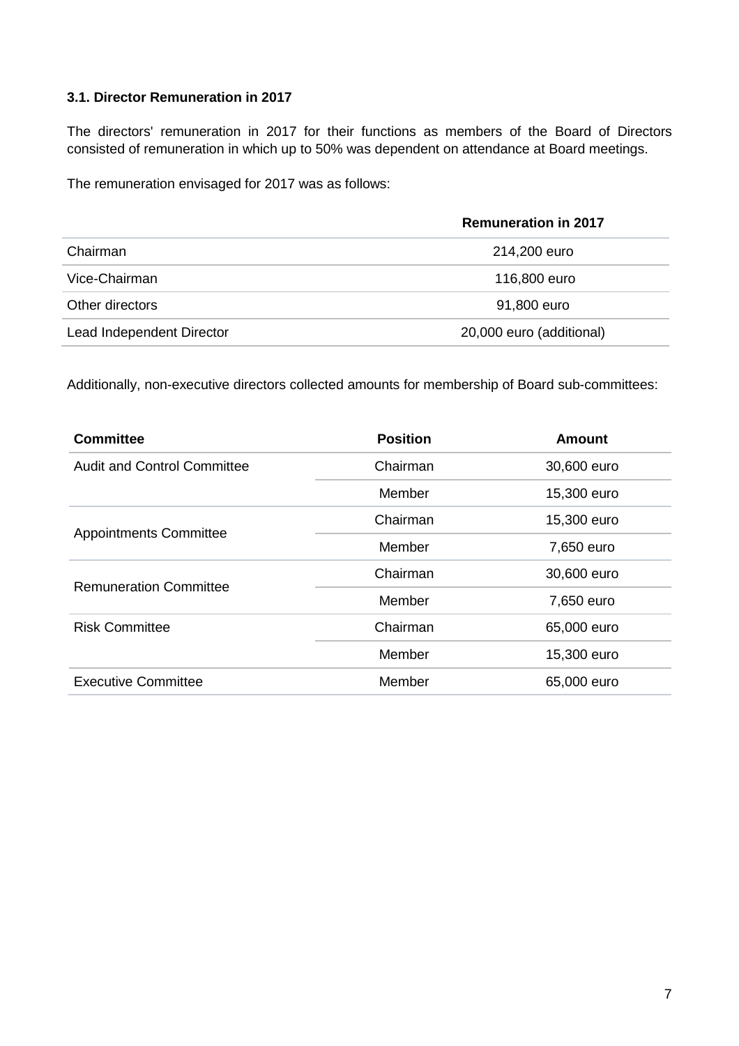### 3.1. Director Remuneration in 2017

The directors' remuneration in 2017 for their functions as members of the Board of Directors consisted of remuneration in which up to 50% was dependent on attendance at Board meetings.

The remuneration envisaged for 2017 was as follows:

| | Remuneration in 2017 |
|---|---|
| Chairman | 214,200 euro |
| Vice-Chairman | 116,800 euro |
| Other directors | 91,800 euro |
| Lead Independent Director | 20,000 euro (additional) |

Additionally, non-executive directors collected amounts for membership of Board sub-committees:

| Committee | Position | Amount |
|---|---|---|
| Audit and Control Committee | Chairman | 30,600 euro |
| | Member | 15,300 euro |
| Appointments Committee | Chairman | 15,300 euro |
| | Member | 7,650 euro |
| Remuneration Committee | Chairman | 30,600 euro |
| | Member | 7,650 euro |
| Risk Committee | Chairman | 65,000 euro |
| | Member | 15,300 euro |
| Executive Committee | Member | 65,000 euro |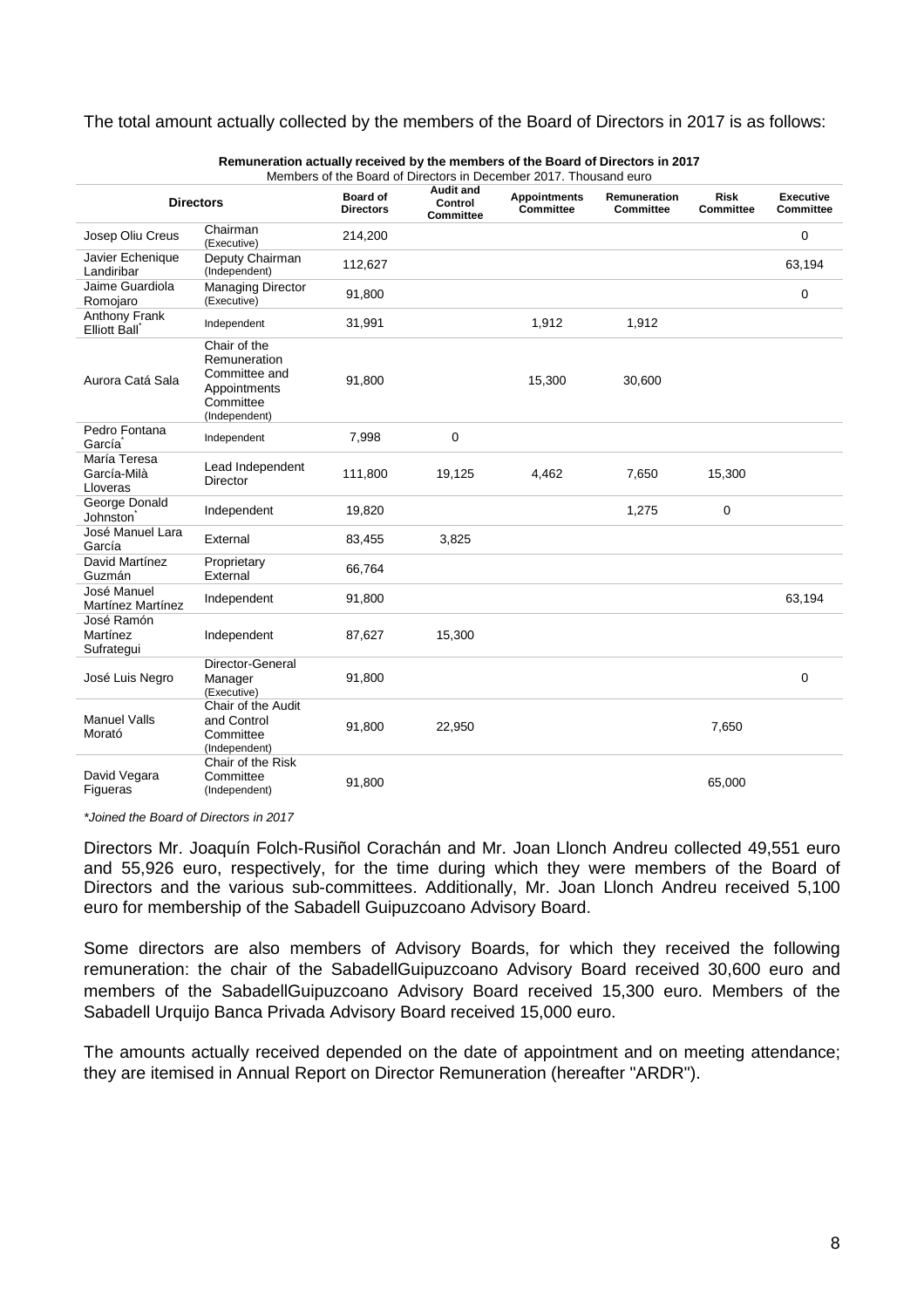The total amount actually collected by the members of the Board of Directors in 2017 is as follows:

**Remuneration actually received by the members of the Board of Directors in 2017**

Members of the Board of Directors in December 2017. Thousand euro

| Directors | | Board of Directors | Audit and Control Committee | Appointments Committee | Remuneration Committee | Risk Committee | Executive Committee |
|---|---|---|---|---|---|---|---|
| Josep Oliu Creus | Chairman (Executive) | 214,200 | | | | | 0 |
| Javier Echenique Landiribar | Deputy Chairman (Independent) | 112,627 | | | | | 63,194 |
| Jaime Guardiola Romojaro | Managing Director (Executive) | 91,800 | | | | | 0 |
| Anthony Frank Elliott Ball* | Independent | 31,991 | | 1,912 | 1,912 | | |
| Aurora Catá Sala | Chair of the Remuneration Committee and Appointments Committee (Independent) | 91,800 | | 15,300 | 30,600 | | |
| Pedro Fontana García* | Independent | 7,998 | 0 | | | | |
| María Teresa García-Milà Lloveras | Lead Independent Director | 111,800 | 19,125 | 4,462 | 7,650 | 15,300 | |
| George Donald Johnston* | Independent | 19,820 | | | 1,275 | 0 | |
| José Manuel Lara García | External | 83,455 | 3,825 | | | | |
| David Martínez Guzmán | Proprietary External | 66,764 | | | | | |
| José Manuel Martínez Martínez | Independent | 91,800 | | | | | 63,194 |
| José Ramón Martínez Sufrategui | Independent | 87,627 | 15,300 | | | | |
| José Luis Negro | Director-General Manager (Executive) | 91,800 | | | | | 0 |
| Manuel Valls Morató | Chair of the Audit and Control Committee (Independent) | 91,800 | 22,950 | | | 7,650 | |
| David Vegara Figueras | Chair of the Risk Committee (Independent) | 91,800 | | | | 65,000 | |

*\*Joined the Board of Directors in 2017*

Directors Mr. Joaquín Folch-Rusiñol Corachán and Mr. Joan Llonch Andreu collected 49,551 euro and 55,926 euro, respectively, for the time during which they were members of the Board of Directors and the various sub-committees. Additionally, Mr. Joan Llonch Andreu received 5,100 euro for membership of the Sabadell Guipuzcoano Advisory Board.

Some directors are also members of Advisory Boards, for which they received the following remuneration: the chair of the SabadellGuipuzcoano Advisory Board received 30,600 euro and members of the SabadellGuipuzcoano Advisory Board received 15,300 euro. Members of the Sabadell Urquijo Banca Privada Advisory Board received 15,000 euro.

The amounts actually received depended on the date of appointment and on meeting attendance; they are itemised in Annual Report on Director Remuneration (hereafter "ARDR").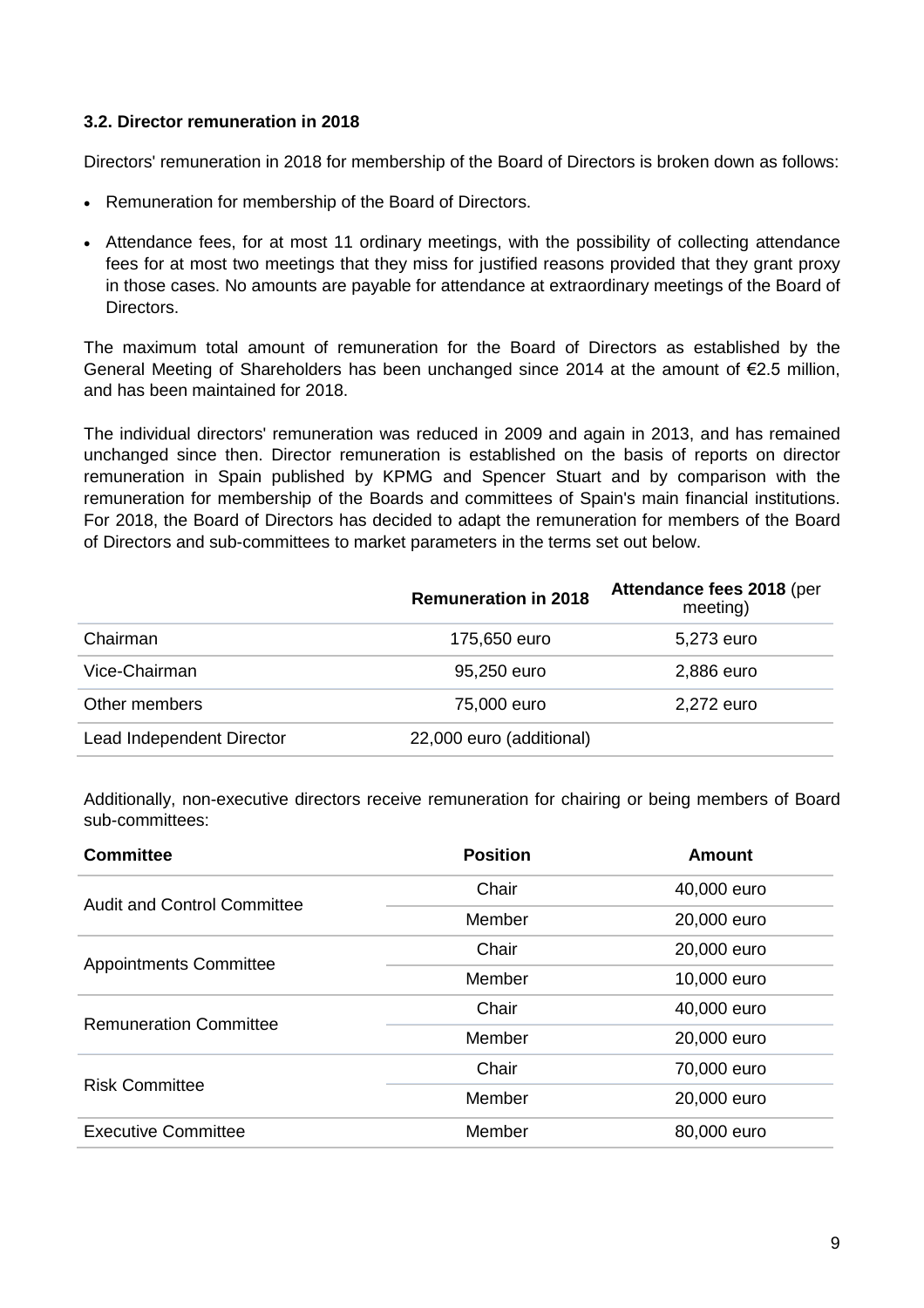### 3.2. Director remuneration in 2018

Directors' remuneration in 2018 for membership of the Board of Directors is broken down as follows:

- Remuneration for membership of the Board of Directors.
- Attendance fees, for at most 11 ordinary meetings, with the possibility of collecting attendance fees for at most two meetings that they miss for justified reasons provided that they grant proxy in those cases. No amounts are payable for attendance at extraordinary meetings of the Board of Directors.

The maximum total amount of remuneration for the Board of Directors as established by the General Meeting of Shareholders has been unchanged since 2014 at the amount of €2.5 million, and has been maintained for 2018.

The individual directors' remuneration was reduced in 2009 and again in 2013, and has remained unchanged since then. Director remuneration is established on the basis of reports on director remuneration in Spain published by KPMG and Spencer Stuart and by comparison with the remuneration for membership of the Boards and committees of Spain's main financial institutions. For 2018, the Board of Directors has decided to adapt the remuneration for members of the Board of Directors and sub-committees to market parameters in the terms set out below.

| | **Remuneration in 2018** | **Attendance fees 2018** (per meeting) |
|---|---|---|
| Chairman | 175,650 euro | 5,273 euro |
| Vice-Chairman | 95,250 euro | 2,886 euro |
| Other members | 75,000 euro | 2,272 euro |
| Lead Independent Director | 22,000 euro (additional) | |

Additionally, non-executive directors receive remuneration for chairing or being members of Board sub-committees:

| **Committee** | **Position** | **Amount** |
|---|---|---|
| Audit and Control Committee | Chair | 40,000 euro |
| | Member | 20,000 euro |
| Appointments Committee | Chair | 20,000 euro |
| | Member | 10,000 euro |
| Remuneration Committee | Chair | 40,000 euro |
| | Member | 20,000 euro |
| Risk Committee | Chair | 70,000 euro |
| | Member | 20,000 euro |
| Executive Committee | Member | 80,000 euro |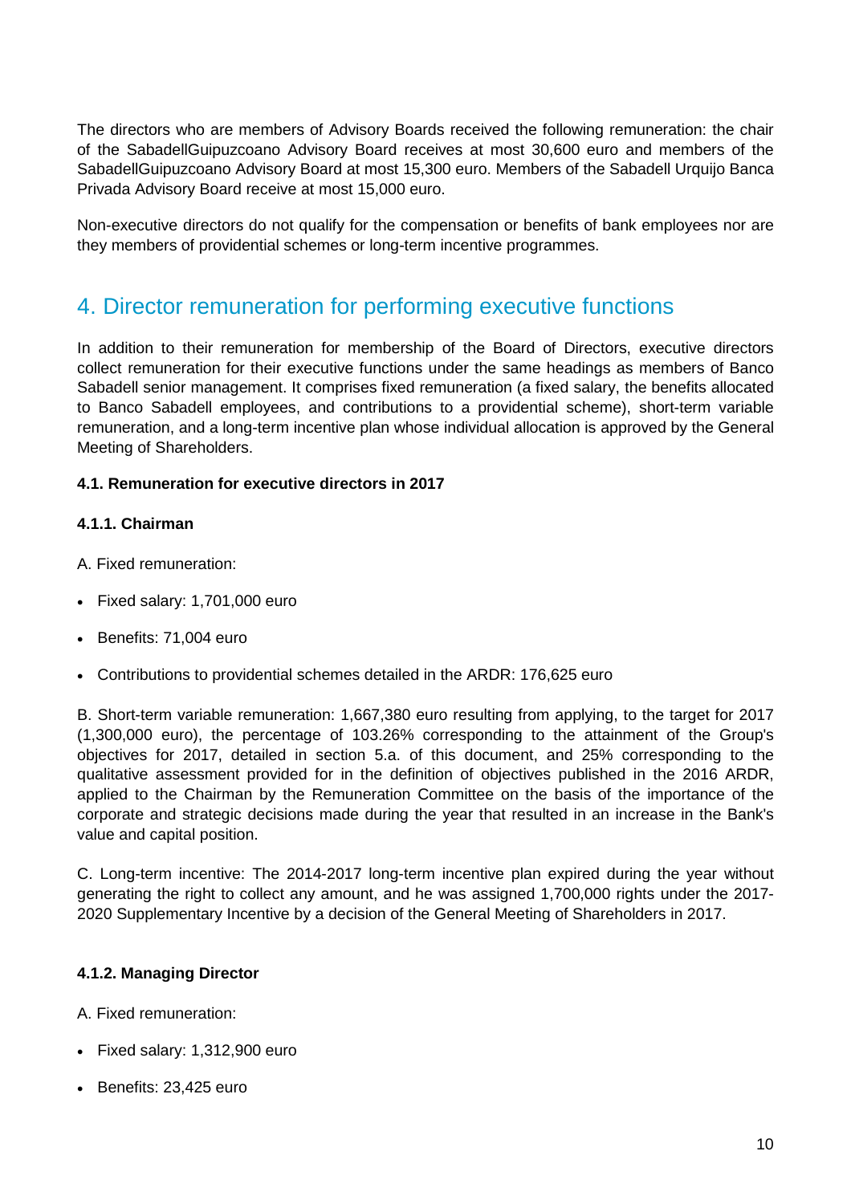The directors who are members of Advisory Boards received the following remuneration: the chair of the SabadellGuipuzcoano Advisory Board receives at most 30,600 euro and members of the SabadellGuipuzcoano Advisory Board at most 15,300 euro. Members of the Sabadell Urquijo Banca Privada Advisory Board receive at most 15,000 euro.

Non-executive directors do not qualify for the compensation or benefits of bank employees nor are they members of providential schemes or long-term incentive programmes.

## 4. Director remuneration for performing executive functions

In addition to their remuneration for membership of the Board of Directors, executive directors collect remuneration for their executive functions under the same headings as members of Banco Sabadell senior management. It comprises fixed remuneration (a fixed salary, the benefits allocated to Banco Sabadell employees, and contributions to a providential scheme), short-term variable remuneration, and a long-term incentive plan whose individual allocation is approved by the General Meeting of Shareholders.

### 4.1. Remuneration for executive directors in 2017

#### 4.1.1. Chairman

A. Fixed remuneration:

- Fixed salary: 1,701,000 euro
- Benefits: 71,004 euro
- Contributions to providential schemes detailed in the ARDR: 176,625 euro

B. Short-term variable remuneration: 1,667,380 euro resulting from applying, to the target for 2017 (1,300,000 euro), the percentage of 103.26% corresponding to the attainment of the Group's objectives for 2017, detailed in section 5.a. of this document, and 25% corresponding to the qualitative assessment provided for in the definition of objectives published in the 2016 ARDR, applied to the Chairman by the Remuneration Committee on the basis of the importance of the corporate and strategic decisions made during the year that resulted in an increase in the Bank's value and capital position.

C. Long-term incentive: The 2014-2017 long-term incentive plan expired during the year without generating the right to collect any amount, and he was assigned 1,700,000 rights under the 2017-2020 Supplementary Incentive by a decision of the General Meeting of Shareholders in 2017.

#### 4.1.2. Managing Director

A. Fixed remuneration:

- Fixed salary: 1,312,900 euro
- Benefits: 23,425 euro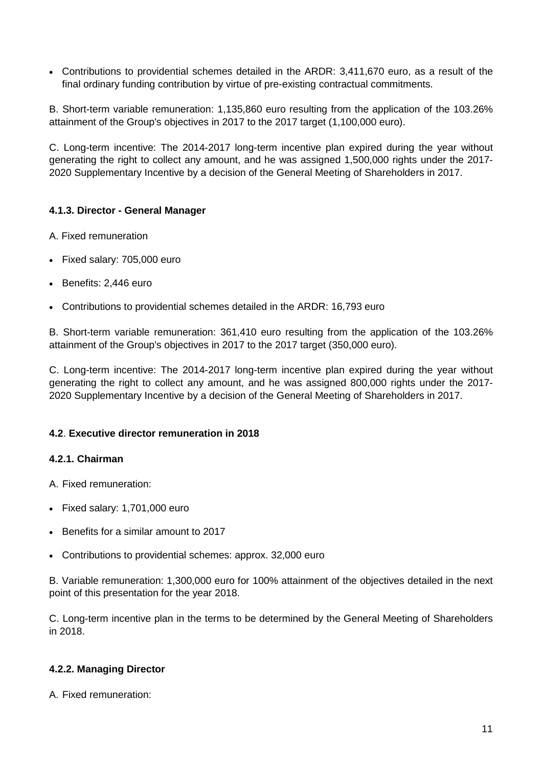- Contributions to providential schemes detailed in the ARDR: 3,411,670 euro, as a result of the final ordinary funding contribution by virtue of pre-existing contractual commitments.

B. Short-term variable remuneration: 1,135,860 euro resulting from the application of the 103.26% attainment of the Group's objectives in 2017 to the 2017 target (1,100,000 euro).

C. Long-term incentive: The 2014-2017 long-term incentive plan expired during the year without generating the right to collect any amount, and he was assigned 1,500,000 rights under the 2017-2020 Supplementary Incentive by a decision of the General Meeting of Shareholders in 2017.

### 4.1.3. Director - General Manager

A. Fixed remuneration

- Fixed salary: 705,000 euro
- Benefits: 2,446 euro
- Contributions to providential schemes detailed in the ARDR: 16,793 euro

B. Short-term variable remuneration: 361,410 euro resulting from the application of the 103.26% attainment of the Group's objectives in 2017 to the 2017 target (350,000 euro).

C. Long-term incentive: The 2014-2017 long-term incentive plan expired during the year without generating the right to collect any amount, and he was assigned 800,000 rights under the 2017-2020 Supplementary Incentive by a decision of the General Meeting of Shareholders in 2017.

## 4.2. Executive director remuneration in 2018

### 4.2.1. Chairman

A. Fixed remuneration:

- Fixed salary: 1,701,000 euro
- Benefits for a similar amount to 2017
- Contributions to providential schemes: approx. 32,000 euro

B. Variable remuneration: 1,300,000 euro for 100% attainment of the objectives detailed in the next point of this presentation for the year 2018.

C. Long-term incentive plan in the terms to be determined by the General Meeting of Shareholders in 2018.

### 4.2.2. Managing Director

A. Fixed remuneration: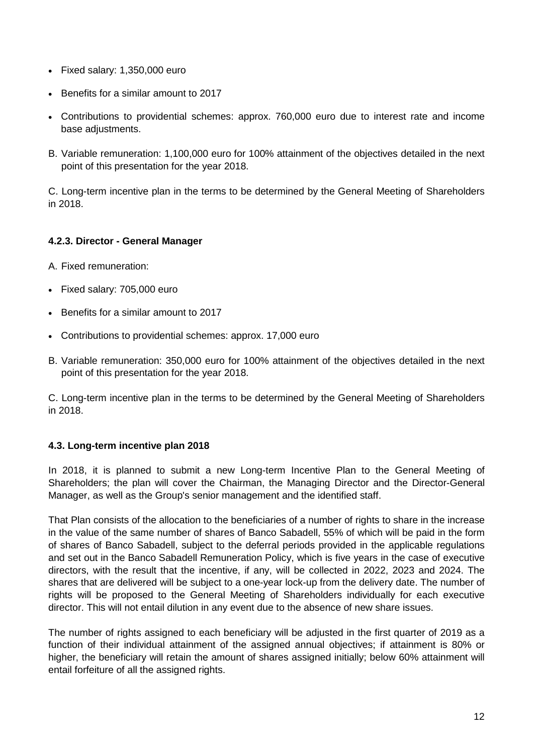- Fixed salary: 1,350,000 euro
- Benefits for a similar amount to 2017
- Contributions to providential schemes: approx. 760,000 euro due to interest rate and income base adjustments.

B. Variable remuneration: 1,100,000 euro for 100% attainment of the objectives detailed in the next point of this presentation for the year 2018.

C. Long-term incentive plan in the terms to be determined by the General Meeting of Shareholders in 2018.

#### 4.2.3. Director - General Manager

A. Fixed remuneration:

- Fixed salary: 705,000 euro
- Benefits for a similar amount to 2017
- Contributions to providential schemes: approx. 17,000 euro

B. Variable remuneration: 350,000 euro for 100% attainment of the objectives detailed in the next point of this presentation for the year 2018.

C. Long-term incentive plan in the terms to be determined by the General Meeting of Shareholders in 2018.

### 4.3. Long-term incentive plan 2018

In 2018, it is planned to submit a new Long-term Incentive Plan to the General Meeting of Shareholders; the plan will cover the Chairman, the Managing Director and the Director-General Manager, as well as the Group's senior management and the identified staff.

That Plan consists of the allocation to the beneficiaries of a number of rights to share in the increase in the value of the same number of shares of Banco Sabadell, 55% of which will be paid in the form of shares of Banco Sabadell, subject to the deferral periods provided in the applicable regulations and set out in the Banco Sabadell Remuneration Policy, which is five years in the case of executive directors, with the result that the incentive, if any, will be collected in 2022, 2023 and 2024. The shares that are delivered will be subject to a one-year lock-up from the delivery date. The number of rights will be proposed to the General Meeting of Shareholders individually for each executive director. This will not entail dilution in any event due to the absence of new share issues.

The number of rights assigned to each beneficiary will be adjusted in the first quarter of 2019 as a function of their individual attainment of the assigned annual objectives; if attainment is 80% or higher, the beneficiary will retain the amount of shares assigned initially; below 60% attainment will entail forfeiture of all the assigned rights.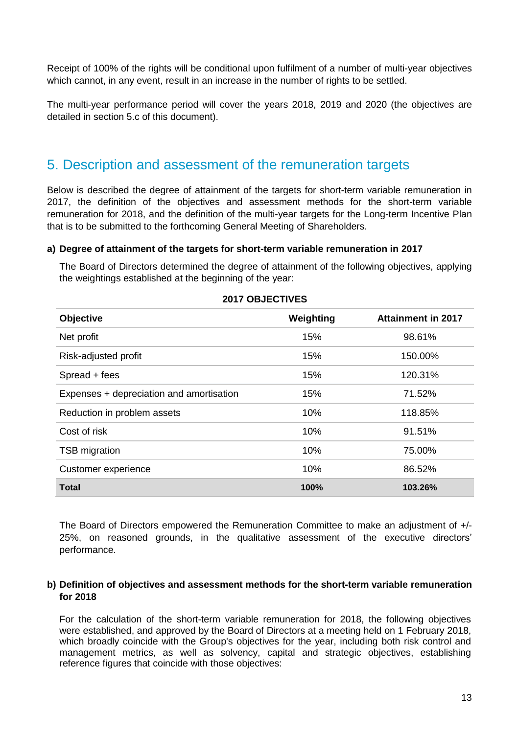Receipt of 100% of the rights will be conditional upon fulfilment of a number of multi-year objectives which cannot, in any event, result in an increase in the number of rights to be settled.

The multi-year performance period will cover the years 2018, 2019 and 2020 (the objectives are detailed in section 5.c of this document).

## 5. Description and assessment of the remuneration targets

Below is described the degree of attainment of the targets for short-term variable remuneration in 2017, the definition of the objectives and assessment methods for the short-term variable remuneration for 2018, and the definition of the multi-year targets for the Long-term Incentive Plan that is to be submitted to the forthcoming General Meeting of Shareholders.

### a) Degree of attainment of the targets for short-term variable remuneration in 2017

The Board of Directors determined the degree of attainment of the following objectives, applying the weightings established at the beginning of the year:

**2017 OBJECTIVES**

| Objective | Weighting | Attainment in 2017 |
|---|---|---|
| Net profit | 15% | 98.61% |
| Risk-adjusted profit | 15% | 150.00% |
| Spread + fees | 15% | 120.31% |
| Expenses + depreciation and amortisation | 15% | 71.52% |
| Reduction in problem assets | 10% | 118.85% |
| Cost of risk | 10% | 91.51% |
| TSB migration | 10% | 75.00% |
| Customer experience | 10% | 86.52% |
| **Total** | **100%** | **103.26%** |

The Board of Directors empowered the Remuneration Committee to make an adjustment of +/- 25%, on reasoned grounds, in the qualitative assessment of the executive directors' performance.

### b) Definition of objectives and assessment methods for the short-term variable remuneration for 2018

For the calculation of the short-term variable remuneration for 2018, the following objectives were established, and approved by the Board of Directors at a meeting held on 1 February 2018, which broadly coincide with the Group's objectives for the year, including both risk control and management metrics, as well as solvency, capital and strategic objectives, establishing reference figures that coincide with those objectives: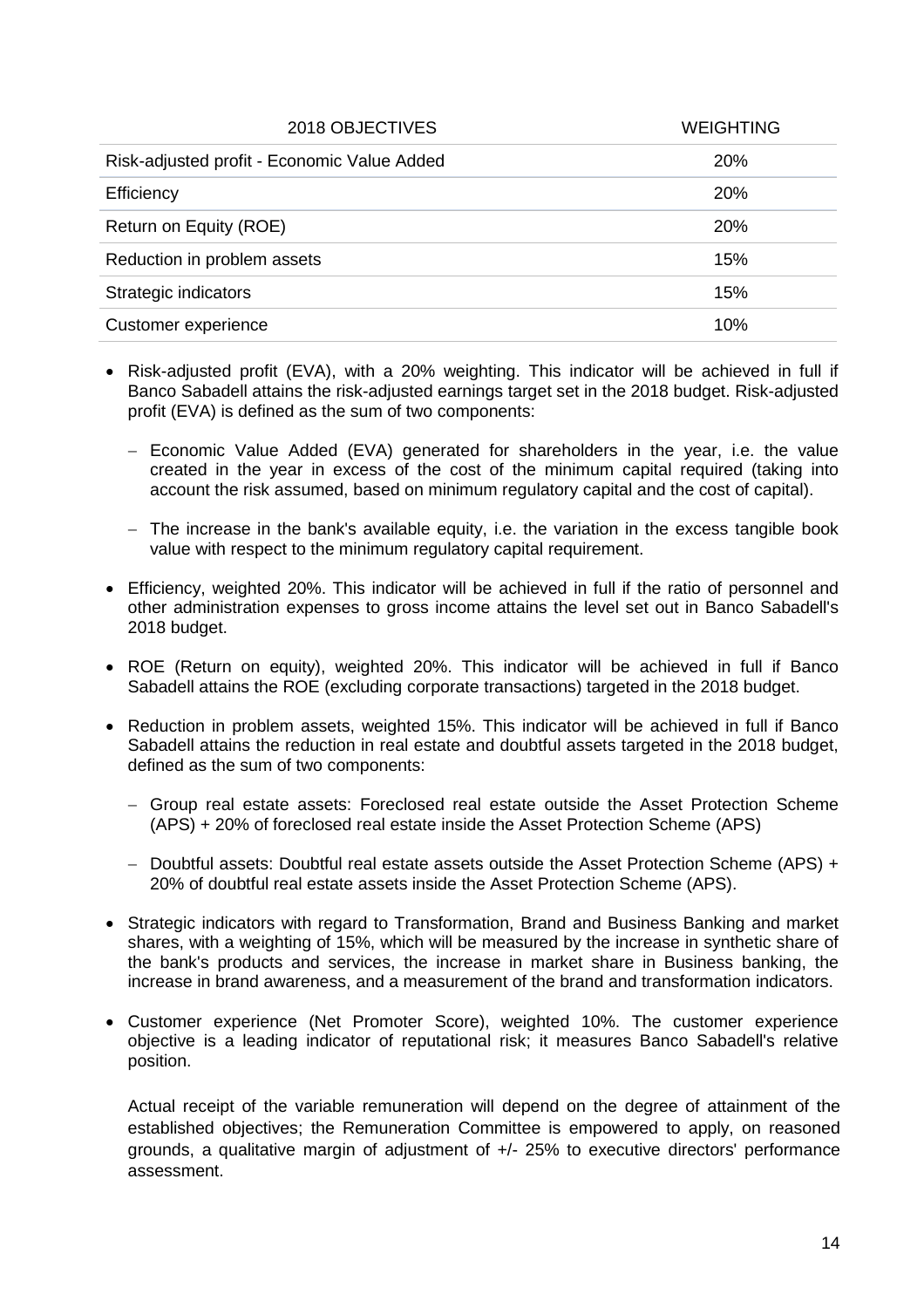| 2018 OBJECTIVES | WEIGHTING |
|---|---|
| Risk-adjusted profit - Economic Value Added | 20% |
| Efficiency | 20% |
| Return on Equity (ROE) | 20% |
| Reduction in problem assets | 15% |
| Strategic indicators | 15% |
| Customer experience | 10% |

- Risk-adjusted profit (EVA), with a 20% weighting. This indicator will be achieved in full if Banco Sabadell attains the risk-adjusted earnings target set in the 2018 budget. Risk-adjusted profit (EVA) is defined as the sum of two components:
  - Economic Value Added (EVA) generated for shareholders in the year, i.e. the value created in the year in excess of the cost of the minimum capital required (taking into account the risk assumed, based on minimum regulatory capital and the cost of capital).
  - The increase in the bank's available equity, i.e. the variation in the excess tangible book value with respect to the minimum regulatory capital requirement.
- Efficiency, weighted 20%. This indicator will be achieved in full if the ratio of personnel and other administration expenses to gross income attains the level set out in Banco Sabadell's 2018 budget.
- ROE (Return on equity), weighted 20%. This indicator will be achieved in full if Banco Sabadell attains the ROE (excluding corporate transactions) targeted in the 2018 budget.
- Reduction in problem assets, weighted 15%. This indicator will be achieved in full if Banco Sabadell attains the reduction in real estate and doubtful assets targeted in the 2018 budget, defined as the sum of two components:
  - Group real estate assets: Foreclosed real estate outside the Asset Protection Scheme (APS) + 20% of foreclosed real estate inside the Asset Protection Scheme (APS)
  - Doubtful assets: Doubtful real estate assets outside the Asset Protection Scheme (APS) + 20% of doubtful real estate assets inside the Asset Protection Scheme (APS).
- Strategic indicators with regard to Transformation, Brand and Business Banking and market shares, with a weighting of 15%, which will be measured by the increase in synthetic share of the bank's products and services, the increase in market share in Business banking, the increase in brand awareness, and a measurement of the brand and transformation indicators.
- Customer experience (Net Promoter Score), weighted 10%. The customer experience objective is a leading indicator of reputational risk; it measures Banco Sabadell's relative position.

  Actual receipt of the variable remuneration will depend on the degree of attainment of the established objectives; the Remuneration Committee is empowered to apply, on reasoned grounds, a qualitative margin of adjustment of +/- 25% to executive directors' performance assessment.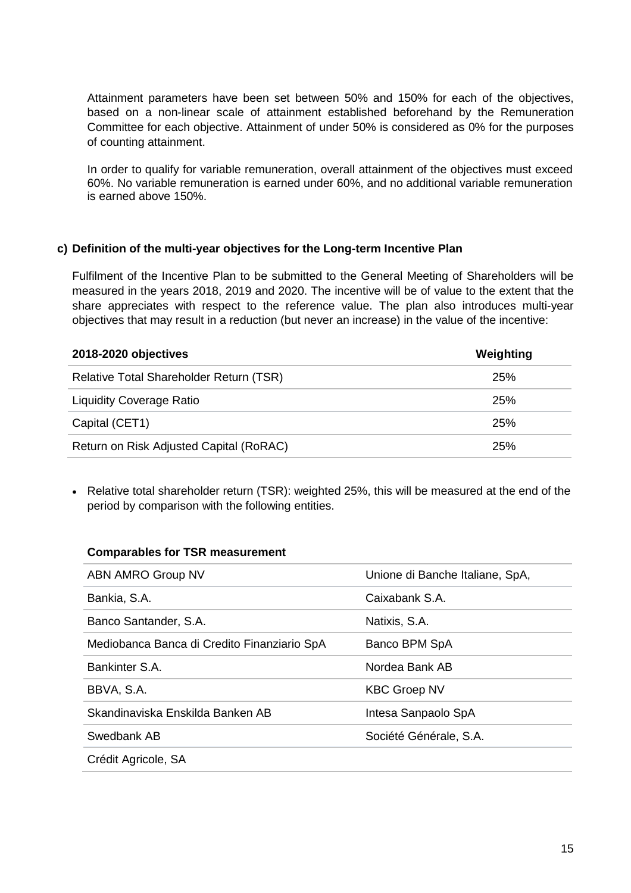Attainment parameters have been set between 50% and 150% for each of the objectives, based on a non-linear scale of attainment established beforehand by the Remuneration Committee for each objective. Attainment of under 50% is considered as 0% for the purposes of counting attainment.

In order to qualify for variable remuneration, overall attainment of the objectives must exceed 60%. No variable remuneration is earned under 60%, and no additional variable remuneration is earned above 150%.

### c) Definition of the multi-year objectives for the Long-term Incentive Plan

Fulfilment of the Incentive Plan to be submitted to the General Meeting of Shareholders will be measured in the years 2018, 2019 and 2020. The incentive will be of value to the extent that the share appreciates with respect to the reference value. The plan also introduces multi-year objectives that may result in a reduction (but never an increase) in the value of the incentive:

| 2018-2020 objectives | Weighting |
|---|---|
| Relative Total Shareholder Return (TSR) | 25% |
| Liquidity Coverage Ratio | 25% |
| Capital (CET1) | 25% |
| Return on Risk Adjusted Capital (RoRAC) | 25% |

- Relative total shareholder return (TSR): weighted 25%, this will be measured at the end of the period by comparison with the following entities.

**Comparables for TSR measurement**

| | |
|---|---|
| ABN AMRO Group NV | Unione di Banche Italiane, SpA, |
| Bankia, S.A. | Caixabank S.A. |
| Banco Santander, S.A. | Natixis, S.A. |
| Mediobanca Banca di Credito Finanziario SpA | Banco BPM SpA |
| Bankinter S.A. | Nordea Bank AB |
| BBVA, S.A. | KBC Groep NV |
| Skandinaviska Enskilda Banken AB | Intesa Sanpaolo SpA |
| Swedbank AB | Société Générale, S.A. |
| Crédit Agricole, SA | |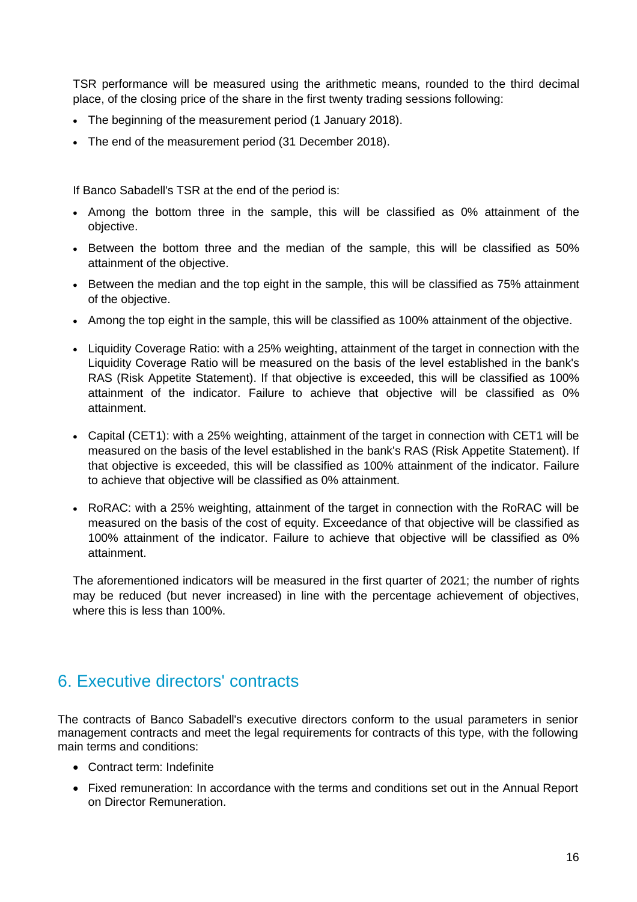TSR performance will be measured using the arithmetic means, rounded to the third decimal place, of the closing price of the share in the first twenty trading sessions following:

- The beginning of the measurement period (1 January 2018).
- The end of the measurement period (31 December 2018).

If Banco Sabadell's TSR at the end of the period is:

- Among the bottom three in the sample, this will be classified as 0% attainment of the objective.
- Between the bottom three and the median of the sample, this will be classified as 50% attainment of the objective.
- Between the median and the top eight in the sample, this will be classified as 75% attainment of the objective.
- Among the top eight in the sample, this will be classified as 100% attainment of the objective.

- Liquidity Coverage Ratio: with a 25% weighting, attainment of the target in connection with the Liquidity Coverage Ratio will be measured on the basis of the level established in the bank's RAS (Risk Appetite Statement). If that objective is exceeded, this will be classified as 100% attainment of the indicator. Failure to achieve that objective will be classified as 0% attainment.

- Capital (CET1): with a 25% weighting, attainment of the target in connection with CET1 will be measured on the basis of the level established in the bank's RAS (Risk Appetite Statement). If that objective is exceeded, this will be classified as 100% attainment of the indicator. Failure to achieve that objective will be classified as 0% attainment.

- RoRAC: with a 25% weighting, attainment of the target in connection with the RoRAC will be measured on the basis of the cost of equity. Exceedance of that objective will be classified as 100% attainment of the indicator. Failure to achieve that objective will be classified as 0% attainment.

The aforementioned indicators will be measured in the first quarter of 2021; the number of rights may be reduced (but never increased) in line with the percentage achievement of objectives, where this is less than 100%.

## 6. Executive directors' contracts

The contracts of Banco Sabadell's executive directors conform to the usual parameters in senior management contracts and meet the legal requirements for contracts of this type, with the following main terms and conditions:

- Contract term: Indefinite
- Fixed remuneration: In accordance with the terms and conditions set out in the Annual Report on Director Remuneration.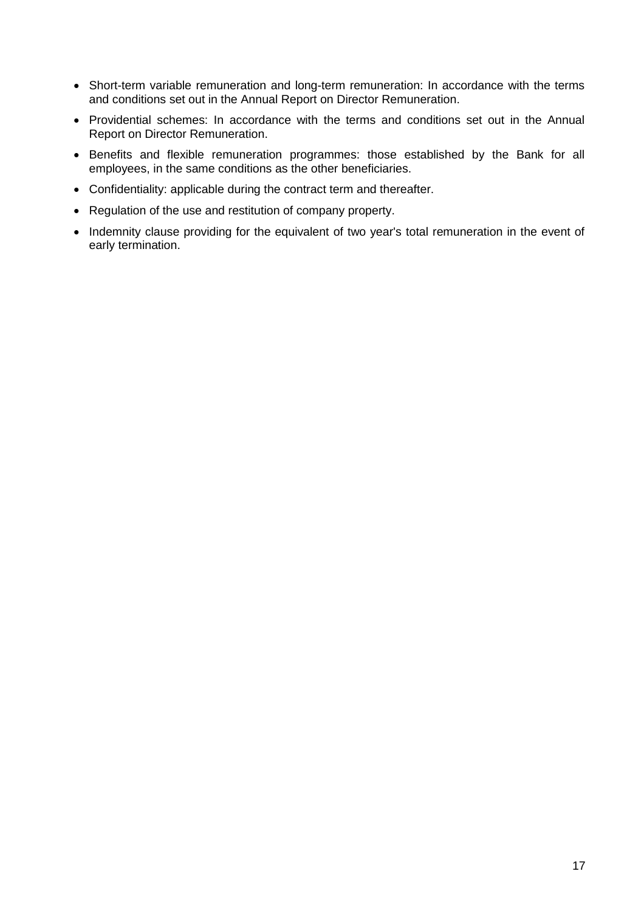- Short-term variable remuneration and long-term remuneration: In accordance with the terms and conditions set out in the Annual Report on Director Remuneration.
- Providential schemes: In accordance with the terms and conditions set out in the Annual Report on Director Remuneration.
- Benefits and flexible remuneration programmes: those established by the Bank for all employees, in the same conditions as the other beneficiaries.
- Confidentiality: applicable during the contract term and thereafter.
- Regulation of the use and restitution of company property.
- Indemnity clause providing for the equivalent of two year's total remuneration in the event of early termination.